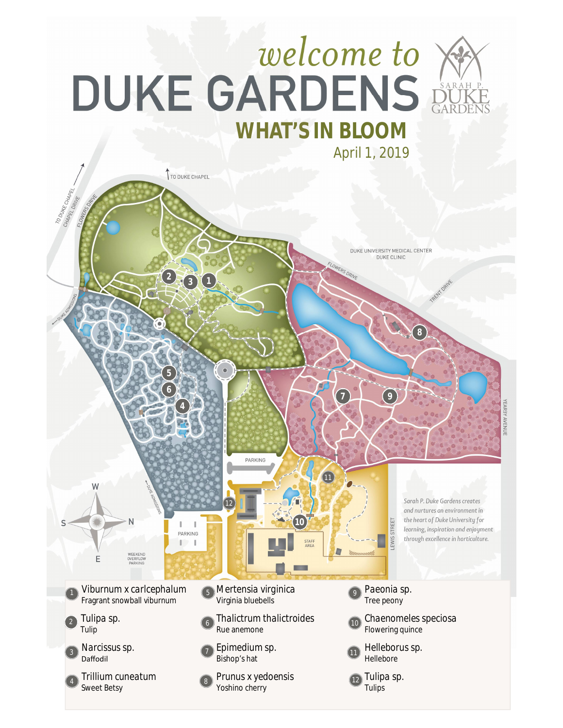# welcome to DUKE GARDENS

## WHAT'S IN BLOOM

April 1, 2019

SARAH P. DUKE GARDENS

TO DUKE CHAPEL

TO DUKE CHAPEL · CHAPEL DRIVE · FLOWERS DRIVE

DUKE UNIVERSITY MEDICAL CENTER · DUKE CLINIC

FLOWERS DRIVE · TRENT DRIVE

DUKE ADMISSIONS

PARKING

PARKING

WEEKEND OVERFLOW PARKING

STAFF AREA

LEWIS STREET

YEARBY AVENUE

W · S · N · E

*Sarah P. Duke Gardens creates and nurtures an environment in the heart of Duke University for learning, inspiration and enjoyment through excellence in horticulture.*

1. Viburnum x carlcephalum — Fragrant snowball viburnum
2. Tulipa sp. — Tulip
3. Narcissus sp. — Daffodil
4. Trillium cuneatum — Sweet Betsy
5. Mertensia virginica — Virginia bluebells
6. Thalictrum thalictroides — Rue anemone
7. Epimedium sp. — Bishop's hat
8. Prunus x yedoensis — Yoshino cherry
9. Paeonia sp. — Tree peony
10. Chaenomeles speciosa — Flowering quince
11. Helleborus sp. — Hellebore
12. Tulipa sp. — Tulips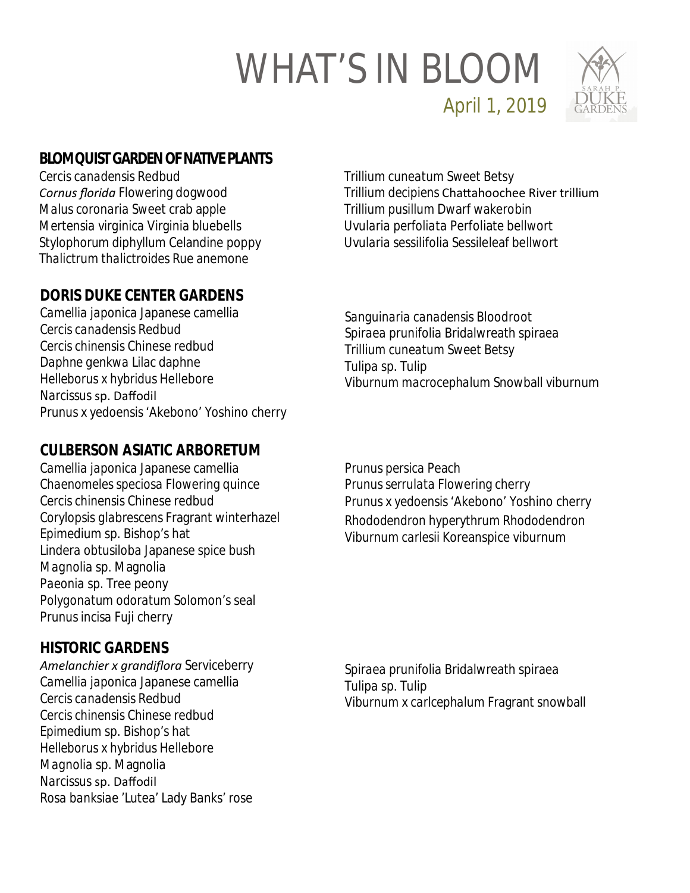# WHAT'S IN BLOOM

April 1, 2019

## BLOMQUIST GARDEN OF NATIVE PLANTS

Cercis canadensis Redbud
*Cornus florida* Flowering dogwood
Malus coronaria Sweet crab apple
Mertensia virginica Virginia bluebells
Stylophorum diphyllum Celandine poppy
Thalictrum thalictroides Rue anemone
Trillium cuneatum Sweet Betsy
Trillium decipiens Chattahoochee River trillium
Trillium pusillum Dwarf wakerobin
Uvularia perfoliata Perfoliate bellwort
Uvularia sessilifolia Sessileleaf bellwort

## DORIS DUKE CENTER GARDENS

Camellia japonica Japanese camellia
Cercis canadensis Redbud
Cercis chinensis Chinese redbud
Daphne genkwa Lilac daphne
Helleborus x hybridus Hellebore
Narcissus sp. Daffodil
Prunus x yedoensis 'Akebono' Yoshino cherry
Sanguinaria canadensis Bloodroot
Spiraea prunifolia Bridalwreath spiraea
Trillium cuneatum Sweet Betsy
Tulipa sp. Tulip
Viburnum macrocephalum Snowball viburnum

## CULBERSON ASIATIC ARBORETUM

Camellia japonica Japanese camellia
Chaenomeles speciosa Flowering quince
Cercis chinensis Chinese redbud
Corylopsis glabrescens Fragrant winterhazel
Epimedium sp. Bishop's hat
Lindera obtusiloba Japanese spice bush
Magnolia sp. Magnolia
Paeonia sp. Tree peony
Polygonatum odoratum Solomon's seal
Prunus incisa Fuji cherry
Prunus persica Peach
Prunus serrulata Flowering cherry
Prunus x yedoensis 'Akebono' Yoshino cherry
Rhododendron hyperythrum Rhododendron
Viburnum carlesii Koreanspice viburnum

## HISTORIC GARDENS

*Amelanchier x grandiflora* Serviceberry
Camellia japonica Japanese camellia
Cercis canadensis Redbud
Cercis chinensis Chinese redbud
Epimedium sp. Bishop's hat
Helleborus x hybridus Hellebore
Magnolia sp. Magnolia
Narcissus sp. Daffodil
Rosa banksiae 'Lutea' Lady Banks' rose
Spiraea prunifolia Bridalwreath spiraea
Tulipa sp. Tulip
Viburnum x carlcephalum Fragrant snowball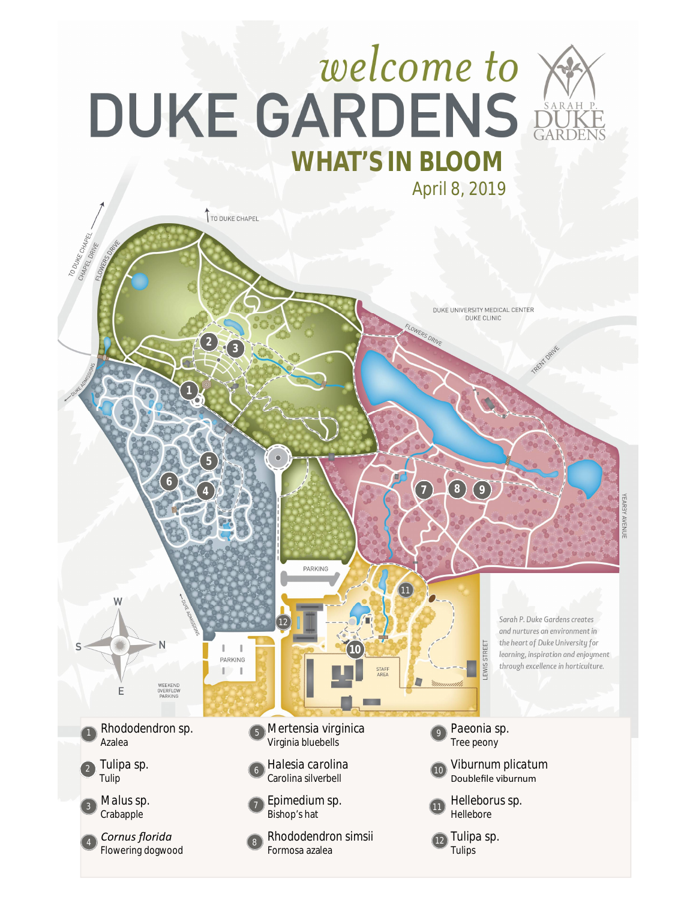# welcome to DUKE GARDENS

SARAH P. DUKE GARDENS

## WHAT'S IN BLOOM

April 8, 2019

TO DUKE CHAPEL

TO DUKE CHAPEL

CHAPEL DRIVE

FLOWERS DRIVE

DUKE ADMISSIONS

DUKE UNIVERSITY MEDICAL CENTER
DUKE CLINIC

FLOWERS DRIVE

TRENT DRIVE

YEARBY AVENUE

LEWIS STREET

PARKING

PARKING

STAFF AREA

DUKE ADMISSIONS

WEEKEND OVERFLOW PARKING

W
S
N
E

*Sarah P. Duke Gardens creates and nurtures an environment in the heart of Duke University for learning, inspiration and enjoyment through excellence in horticulture.*

1. Rhododendron sp.
   Azalea
2. Tulipa sp.
   Tulip
3. Malus sp.
   Crabapple
4. *Cornus florida*
   Flowering dogwood
5. Mertensia virginica
   Virginia bluebells
6. Halesia carolina
   Carolina silverbell
7. Epimedium sp.
   Bishop's hat
8. Rhododendron simsii
   Formosa azalea
9. Paeonia sp.
   Tree peony
10. Viburnum plicatum
    Doublefile viburnum
11. Helleborus sp.
    Hellebore
12. Tulipa sp.
    Tulips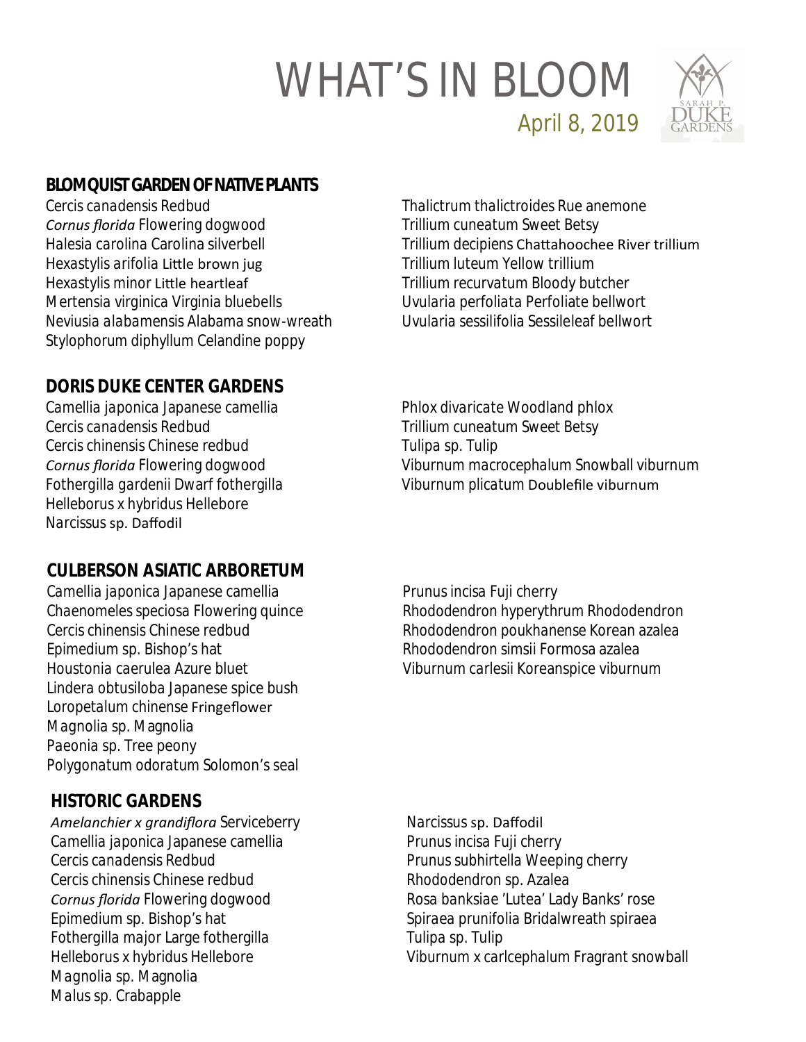# WHAT'S IN BLOOM

April 8, 2019

## BLOMQUIST GARDEN OF NATIVE PLANTS

Cercis canadensis Redbud
*Cornus florida* Flowering dogwood
Halesia carolina Carolina silverbell
Hexastylis arifolia Little brown jug
Hexastylis minor Little heartleaf
Mertensia virginica Virginia bluebells
Neviusia alabamensis Alabama snow-wreath
Stylophorum diphyllum Celandine poppy
Thalictrum thalictroides Rue anemone
Trillium cuneatum Sweet Betsy
Trillium decipiens Chattahoochee River trillium
Trillium luteum Yellow trillium
Trillium recurvatum Bloody butcher
Uvularia perfoliata Perfoliate bellwort
Uvularia sessilifolia Sessileleaf bellwort

## DORIS DUKE CENTER GARDENS

Camellia japonica Japanese camellia
Cercis canadensis Redbud
Cercis chinensis Chinese redbud
*Cornus florida* Flowering dogwood
Fothergilla gardenii Dwarf fothergilla
Helleborus x hybridus Hellebore
Narcissus sp. Daffodil
Phlox divaricate Woodland phlox
Trillium cuneatum Sweet Betsy
Tulipa sp. Tulip
Viburnum macrocephalum Snowball viburnum
Viburnum plicatum Doublefile viburnum

## CULBERSON ASIATIC ARBORETUM

Camellia japonica Japanese camellia
Chaenomeles speciosa Flowering quince
Cercis chinensis Chinese redbud
Epimedium sp. Bishop's hat
Houstonia caerulea Azure bluet
Lindera obtusiloba Japanese spice bush
Loropetalum chinense Fringeflower
Magnolia sp. Magnolia
Paeonia sp. Tree peony
Polygonatum odoratum Solomon's seal
Prunus incisa Fuji cherry
Rhododendron hyperythrum Rhododendron
Rhododendron poukhanense Korean azalea
Rhododendron simsii Formosa azalea
Viburnum carlesii Koreanspice viburnum

## HISTORIC GARDENS

*Amelanchier x grandiflora* Serviceberry
Camellia japonica Japanese camellia
Cercis canadensis Redbud
Cercis chinensis Chinese redbud
*Cornus florida* Flowering dogwood
Epimedium sp. Bishop's hat
Fothergilla major Large fothergilla
Helleborus x hybridus Hellebore
Magnolia sp. Magnolia
Malus sp. Crabapple
Narcissus sp. Daffodil
Prunus incisa Fuji cherry
Prunus subhirtella Weeping cherry
Rhododendron sp. Azalea
Rosa banksiae 'Lutea' Lady Banks' rose
Spiraea prunifolia Bridalwreath spiraea
Tulipa sp. Tulip
Viburnum x carlcephalum Fragrant snowball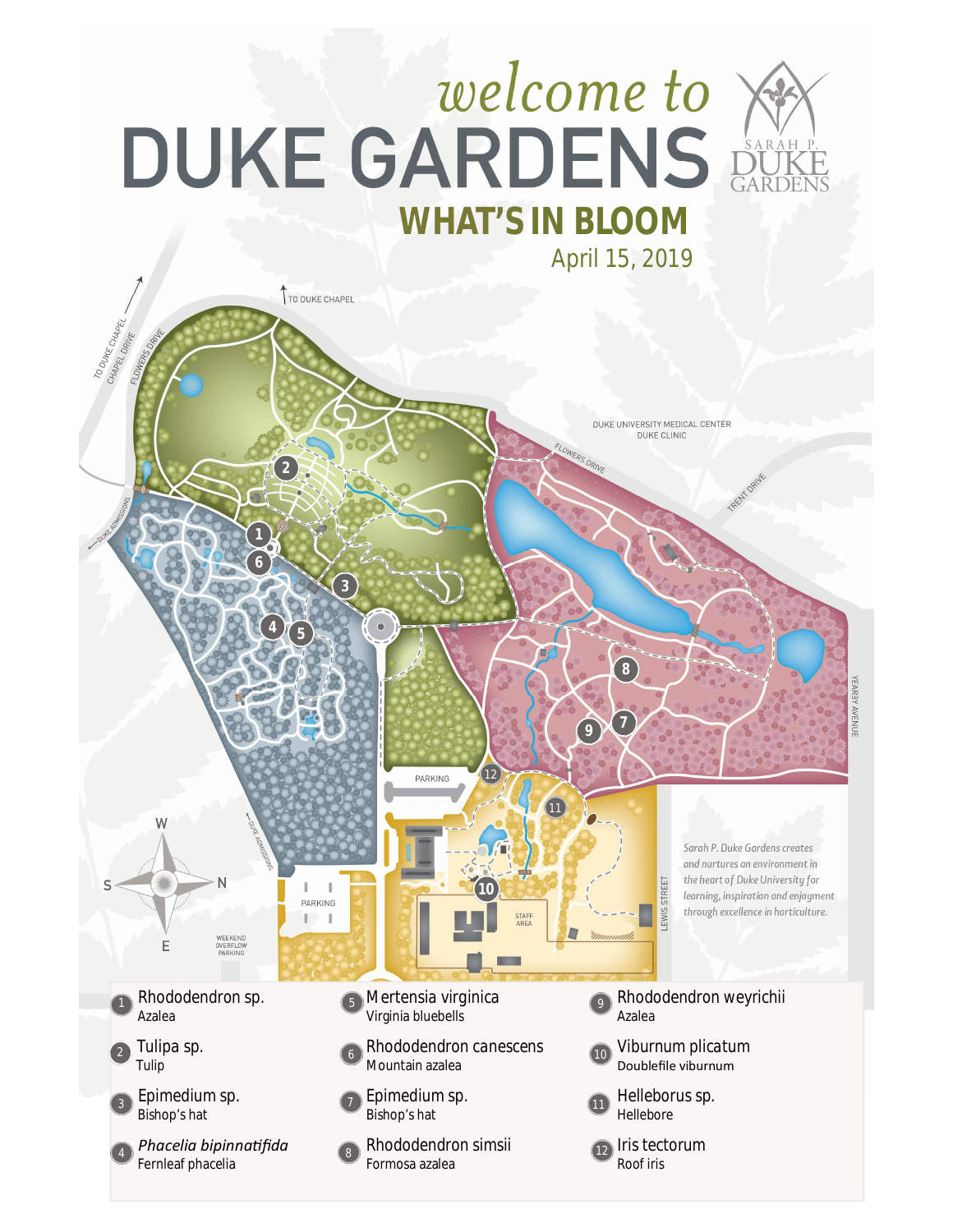# welcome to DUKE GARDENS

## WHAT'S IN BLOOM

April 15, 2019

*Sarah P. Duke Gardens creates and nurtures an environment in the heart of Duke University for learning, inspiration and enjoyment through excellence in horticulture.*

1. Rhododendron sp. — Azalea
2. Tulipa sp. — Tulip
3. Epimedium sp. — Bishop's hat
4. *Phacelia bipinnatifida* — Fernleaf phacelia
5. Mertensia virginica — Virginia bluebells
6. Rhododendron canescens — Mountain azalea
7. Epimedium sp. — Bishop's hat
8. Rhododendron simsii — Formosa azalea
9. Rhododendron weyrichii — Azalea
10. Viburnum plicatum — Doublefile viburnum
11. Helleborus sp. — Hellebore
12. Iris tectorum — Roof iris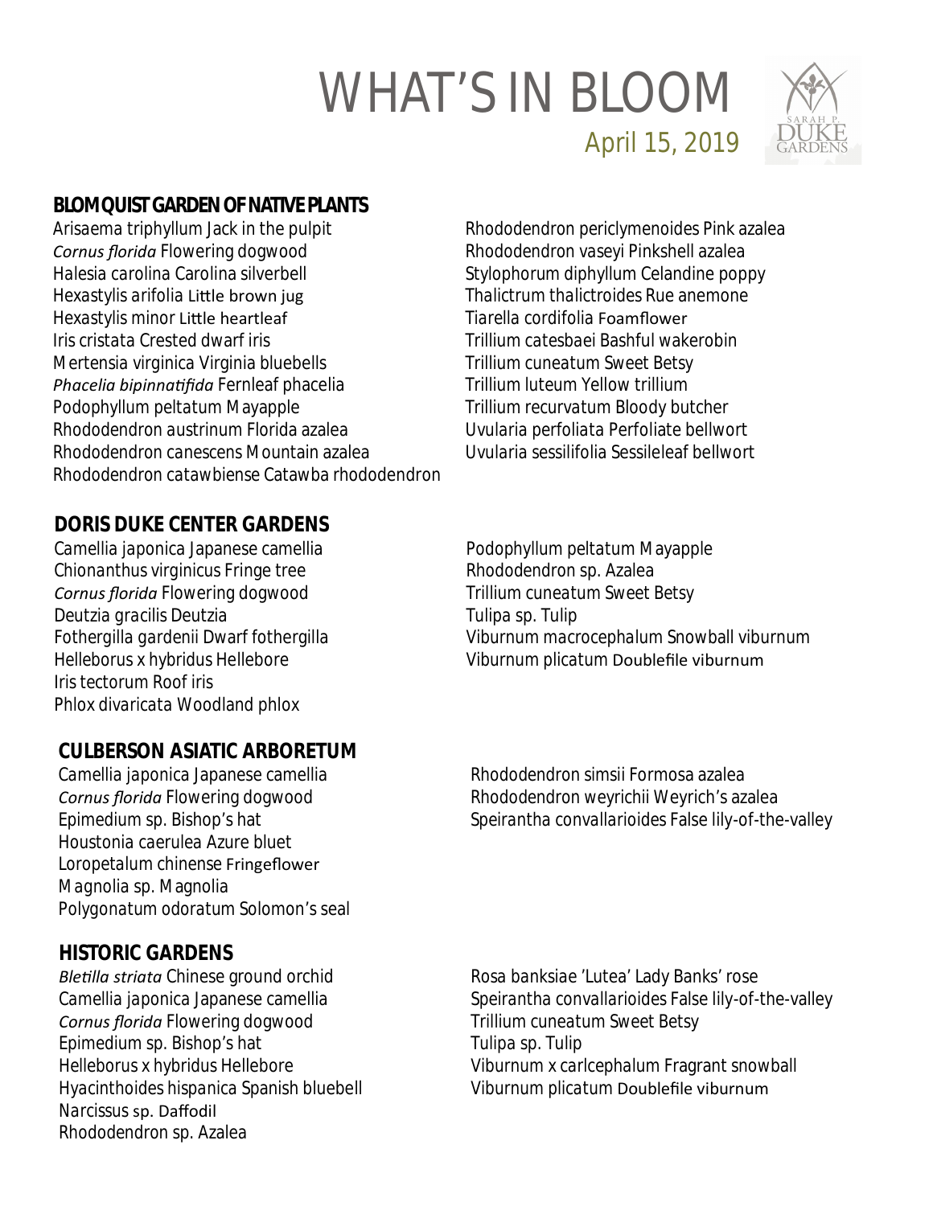# WHAT'S IN BLOOM

April 15, 2019

## BLOMQUIST GARDEN OF NATIVE PLANTS

Arisaema triphyllum Jack in the pulpit
*Cornus florida* Flowering dogwood
Halesia carolina Carolina silverbell
Hexastylis arifolia Little brown jug
Hexastylis minor Little heartleaf
Iris cristata Crested dwarf iris
Mertensia virginica Virginia bluebells
*Phacelia bipinnatifida* Fernleaf phacelia
Podophyllum peltatum Mayapple
Rhododendron austrinum Florida azalea
Rhododendron canescens Mountain azalea
Rhododendron catawbiense Catawba rhododendron
Rhododendron periclymenoides Pink azalea
Rhododendron vaseyi Pinkshell azalea
Stylophorum diphyllum Celandine poppy
Thalictrum thalictroides Rue anemone
Tiarella cordifolia Foamflower
Trillium catesbaei Bashful wakerobin
Trillium cuneatum Sweet Betsy
Trillium luteum Yellow trillium
Trillium recurvatum Bloody butcher
Uvularia perfoliata Perfoliate bellwort
Uvularia sessilifolia Sessileleaf bellwort

## DORIS DUKE CENTER GARDENS

Camellia japonica Japanese camellia
Chionanthus virginicus Fringe tree
*Cornus florida* Flowering dogwood
Deutzia gracilis Deutzia
Fothergilla gardenii Dwarf fothergilla
Helleborus x hybridus Hellebore
Iris tectorum Roof iris
Phlox divaricata Woodland phlox
Podophyllum peltatum Mayapple
Rhododendron sp. Azalea
Trillium cuneatum Sweet Betsy
Tulipa sp. Tulip
Viburnum macrocephalum Snowball viburnum
Viburnum plicatum Doublefile viburnum

## CULBERSON ASIATIC ARBORETUM

Camellia japonica Japanese camellia
*Cornus florida* Flowering dogwood
Epimedium sp. Bishop's hat
Houstonia caerulea Azure bluet
Loropetalum chinense Fringeflower
Magnolia sp. Magnolia
Polygonatum odoratum Solomon's seal
Rhododendron simsii Formosa azalea
Rhododendron weyrichii Weyrich's azalea
Speirantha convallarioides False lily-of-the-valley

## HISTORIC GARDENS

*Bletilla striata* Chinese ground orchid
Camellia japonica Japanese camellia
*Cornus florida* Flowering dogwood
Epimedium sp. Bishop's hat
Helleborus x hybridus Hellebore
Hyacinthoides hispanica Spanish bluebell
Narcissus sp. Daffodil
Rhododendron sp. Azalea
Rosa banksiae 'Lutea' Lady Banks' rose
Speirantha convallarioides False lily-of-the-valley
Trillium cuneatum Sweet Betsy
Tulipa sp. Tulip
Viburnum x carlcephalum Fragrant snowball
Viburnum plicatum Doublefile viburnum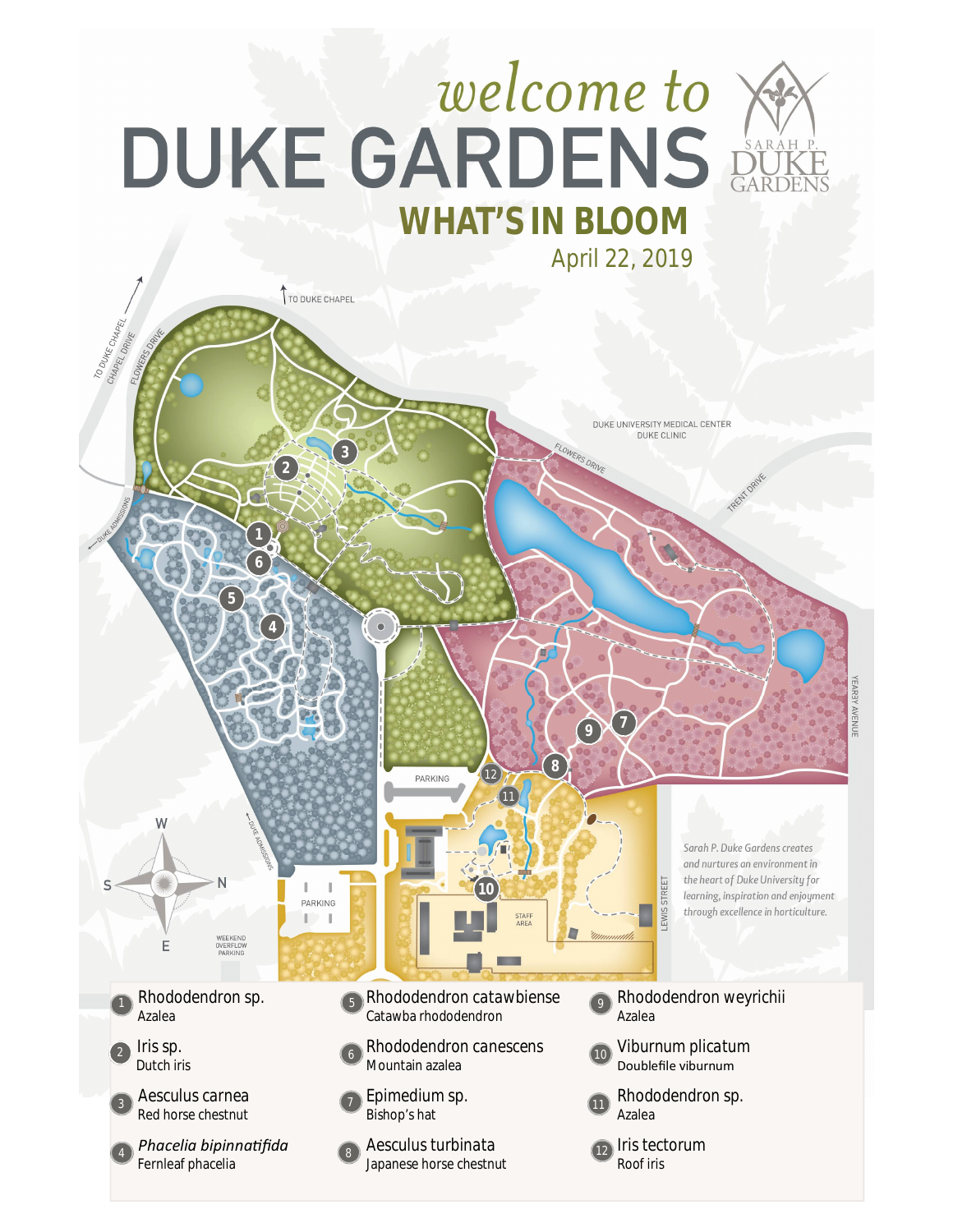welcome to

# DUKE GARDENS

## WHAT'S IN BLOOM

April 22, 2019

TO DUKE CHAPEL

TO DUKE CHAPEL
CHAPEL DRIVE

FLOWERS DRIVE

DUKE ADMISSIONS

DUKE UNIVERSITY MEDICAL CENTER
DUKE CLINIC

FLOWERS DRIVE

TRENT DRIVE

YEARBY AVENUE

PARKING

DUKE ADMISSIONS

PARKING

WEEKEND OVERFLOW PARKING

STAFF AREA

LEWIS STREET

*Sarah P. Duke Gardens creates and nurtures an environment in the heart of Duke University for learning, inspiration and enjoyment through excellence in horticulture.*

1. Rhododendron sp.
   Azalea
2. Iris sp.
   Dutch iris
3. Aesculus carnea
   Red horse chestnut
4. *Phacelia bipinnatifida*
   Fernleaf phacelia
5. Rhododendron catawbiense
   Catawba rhododendron
6. Rhododendron canescens
   Mountain azalea
7. Epimedium sp.
   Bishop's hat
8. Aesculus turbinata
   Japanese horse chestnut
9. Rhododendron weyrichii
   Azalea
10. Viburnum plicatum
    Doublefile viburnum
11. Rhododendron sp.
    Azalea
12. Iris tectorum
    Roof iris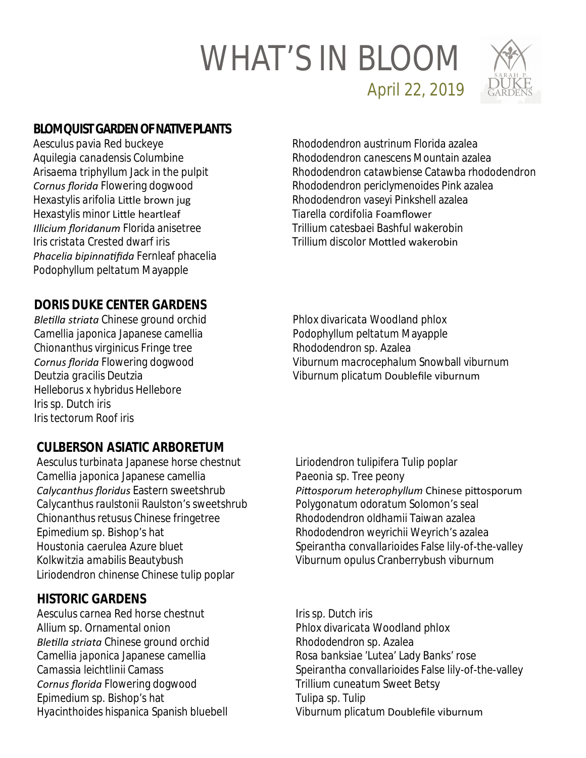# WHAT'S IN BLOOM

April 22, 2019

## BLOMQUIST GARDEN OF NATIVE PLANTS

Aesculus pavia Red buckeye
Aquilegia canadensis Columbine
Arisaema triphyllum Jack in the pulpit
*Cornus florida* Flowering dogwood
Hexastylis arifolia Little brown jug
Hexastylis minor Little heartleaf
*Illicium floridanum* Florida anisetree
Iris cristata Crested dwarf iris
*Phacelia bipinnatifida* Fernleaf phacelia
Podophyllum peltatum Mayapple
Rhododendron austrinum Florida azalea
Rhododendron canescens Mountain azalea
Rhododendron catawbiense Catawba rhododendron
Rhododendron periclymenoides Pink azalea
Rhododendron vaseyi Pinkshell azalea
Tiarella cordifolia Foamflower
Trillium catesbaei Bashful wakerobin
Trillium discolor Mottled wakerobin

## DORIS DUKE CENTER GARDENS

*Bletilla striata* Chinese ground orchid
Camellia japonica Japanese camellia
Chionanthus virginicus Fringe tree
*Cornus florida* Flowering dogwood
Deutzia gracilis Deutzia
Helleborus x hybridus Hellebore
Iris sp. Dutch iris
Iris tectorum Roof iris
Phlox divaricata Woodland phlox
Podophyllum peltatum Mayapple
Rhododendron sp. Azalea
Viburnum macrocephalum Snowball viburnum
Viburnum plicatum Doublefile viburnum

## CULBERSON ASIATIC ARBORETUM

Aesculus turbinata Japanese horse chestnut
Camellia japonica Japanese camellia
*Calycanthus floridus* Eastern sweetshrub
Calycanthus raulstonii Raulston's sweetshrub
Chionanthus retusus Chinese fringetree
Epimedium sp. Bishop's hat
Houstonia caerulea Azure bluet
Kolkwitzia amabilis Beautybush
Liriodendron chinense Chinese tulip poplar
Liriodendron tulipifera Tulip poplar
Paeonia sp. Tree peony
*Pittosporum heterophyllum* Chinese pittosporum
Polygonatum odoratum Solomon's seal
Rhododendron oldhamii Taiwan azalea
Rhododendron weyrichii Weyrich's azalea
Speirantha convallarioides False lily-of-the-valley
Viburnum opulus Cranberrybush viburnum

## HISTORIC GARDENS

Aesculus carnea Red horse chestnut
Allium sp. Ornamental onion
*Bletilla striata* Chinese ground orchid
Camellia japonica Japanese camellia
Camassia leichtlinii Camass
*Cornus florida* Flowering dogwood
Epimedium sp. Bishop's hat
Hyacinthoides hispanica Spanish bluebell
Iris sp. Dutch iris
Phlox divaricata Woodland phlox
Rhododendron sp. Azalea
Rosa banksiae 'Lutea' Lady Banks' rose
Speirantha convallarioides False lily-of-the-valley
Trillium cuneatum Sweet Betsy
Tulipa sp. Tulip
Viburnum plicatum Doublefile viburnum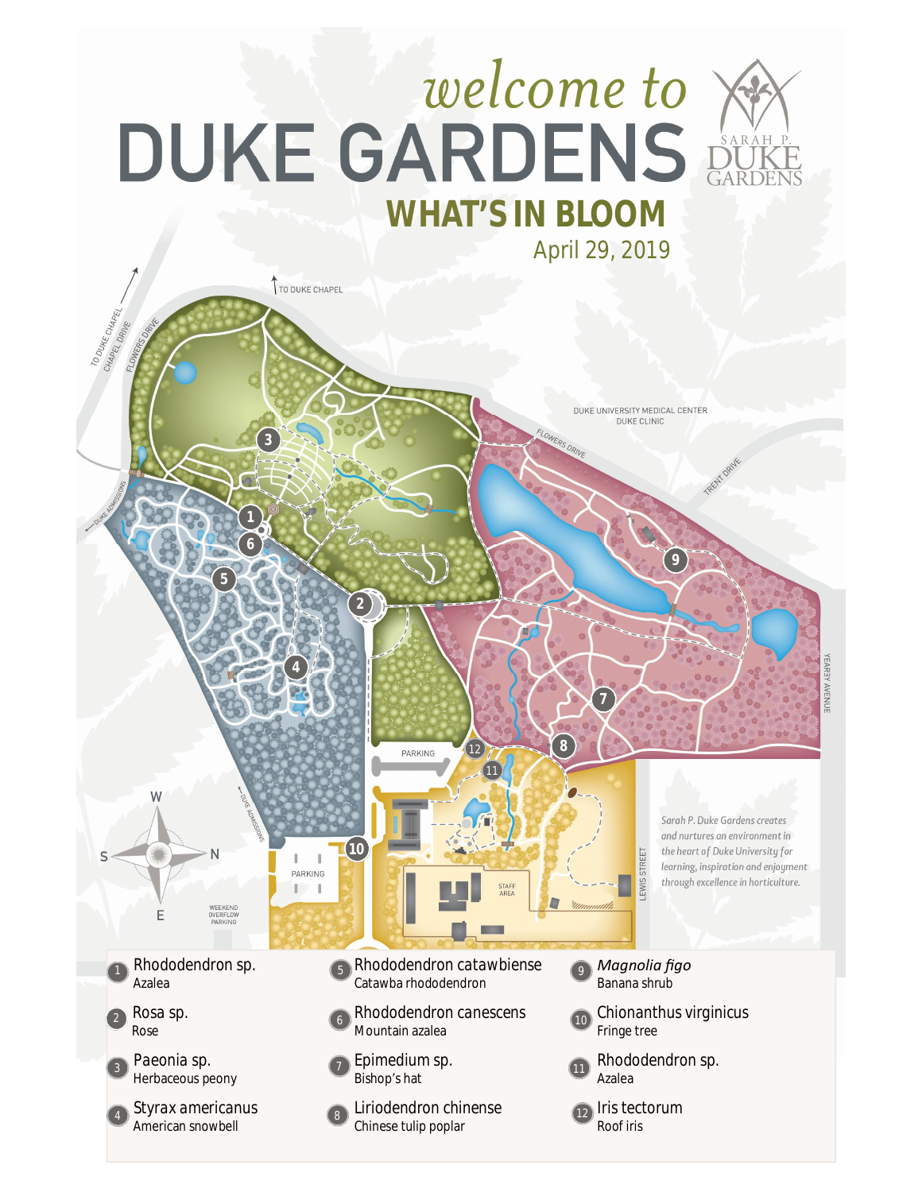# welcome to DUKE GARDENS

SARAH P. DUKE GARDENS

## WHAT'S IN BLOOM

April 29, 2019

TO DUKE CHAPEL

TO DUKE CHAPEL CHAPEL DRIVE

FLOWERS DRIVE

DUKE UNIVERSITY MEDICAL CENTER DUKE CLINIC

FLOWERS DRIVE

TRENT DRIVE

DUKE ADMISSIONS

YEARBY AVENUE

PARKING

STAFF AREA

LEWIS STREET

DUKE ADMISSIONS

PARKING

WEEKEND OVERFLOW PARKING

W S N E

*Sarah P. Duke Gardens creates and nurtures an environment in the heart of Duke University for learning, inspiration and enjoyment through excellence in horticulture.*

1. Rhododendron sp. — Azalea
2. Rosa sp. — Rose
3. Paeonia sp. — Herbaceous peony
4. Styrax americanus — American snowbell
5. Rhododendron catawbiense — Catawba rhododendron
6. Rhododendron canescens — Mountain azalea
7. Epimedium sp. — Bishop's hat
8. Liriodendron chinense — Chinese tulip poplar
9. *Magnolia figo* — Banana shrub
10. Chionanthus virginicus — Fringe tree
11. Rhododendron sp. — Azalea
12. Iris tectorum — Roof iris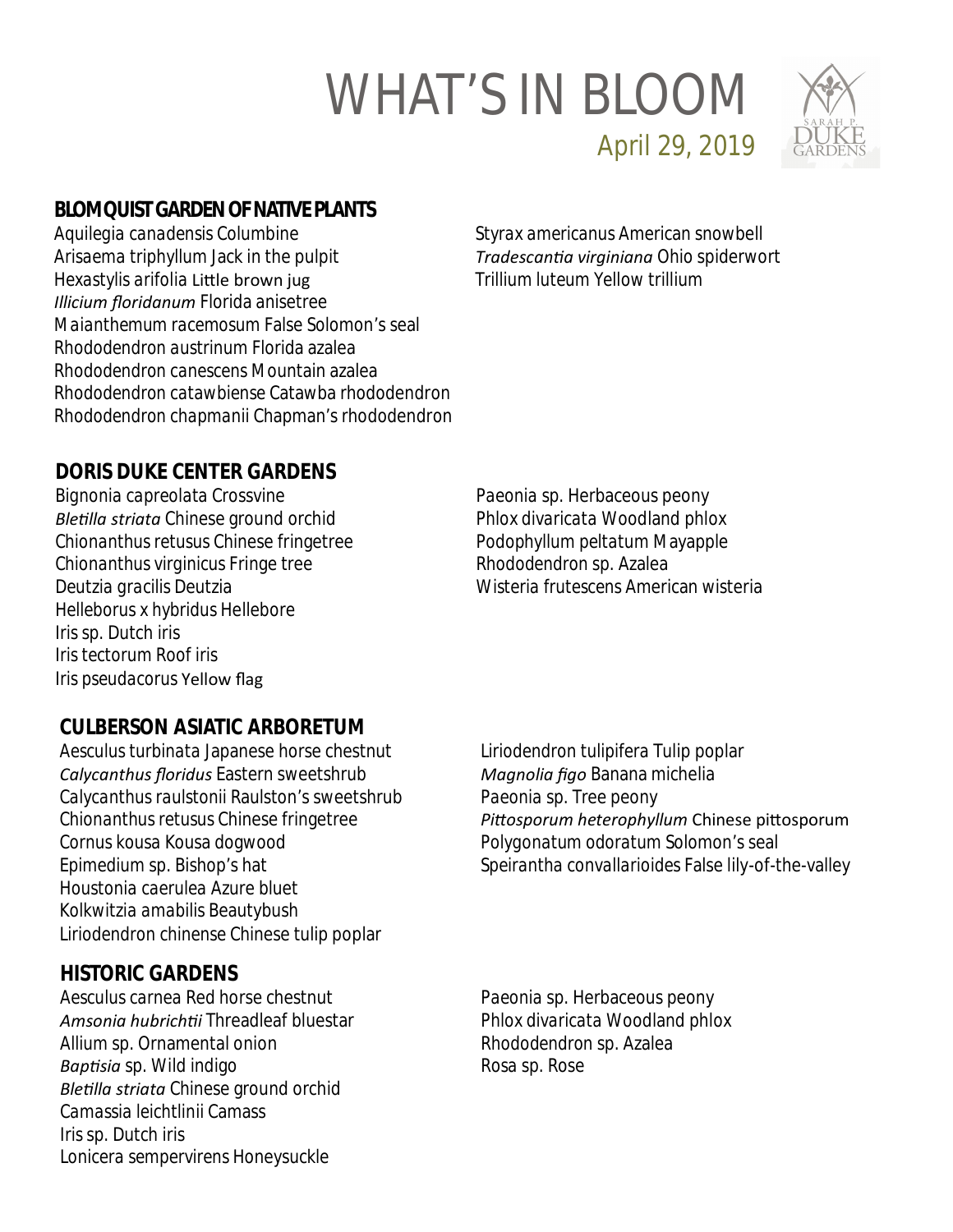# WHAT'S IN BLOOM

April 29, 2019

## BLOMQUIST GARDEN OF NATIVE PLANTS

Aquilegia canadensis Columbine
Arisaema triphyllum Jack in the pulpit
Hexastylis arifolia Little brown jug
*Illicium floridanum* Florida anisetree
Maianthemum racemosum False Solomon's seal
Rhododendron austrinum Florida azalea
Rhododendron canescens Mountain azalea
Rhododendron catawbiense Catawba rhododendron
Rhododendron chapmanii Chapman's rhododendron
Styrax americanus American snowbell
*Tradescantia virginiana* Ohio spiderwort
Trillium luteum Yellow trillium

## DORIS DUKE CENTER GARDENS

Bignonia capreolata Crossvine
*Bletilla striata* Chinese ground orchid
Chionanthus retusus Chinese fringetree
Chionanthus virginicus Fringe tree
Deutzia gracilis Deutzia
Helleborus x hybridus Hellebore
Iris sp. Dutch iris
Iris tectorum Roof iris
Iris pseudacorus Yellow flag
Paeonia sp. Herbaceous peony
Phlox divaricata Woodland phlox
Podophyllum peltatum Mayapple
Rhododendron sp. Azalea
Wisteria frutescens American wisteria

## CULBERSON ASIATIC ARBORETUM

Aesculus turbinata Japanese horse chestnut
*Calycanthus floridus* Eastern sweetshrub
Calycanthus raulstonii Raulston's sweetshrub
Chionanthus retusus Chinese fringetree
Cornus kousa Kousa dogwood
Epimedium sp. Bishop's hat
Houstonia caerulea Azure bluet
Kolkwitzia amabilis Beautybush
Liriodendron chinense Chinese tulip poplar
Liriodendron tulipifera Tulip poplar
*Magnolia figo* Banana michelia
Paeonia sp. Tree peony
*Pittosporum heterophyllum* Chinese pittosporum
Polygonatum odoratum Solomon's seal
Speirantha convallarioides False lily-of-the-valley

## HISTORIC GARDENS

Aesculus carnea Red horse chestnut
*Amsonia hubrichtii* Threadleaf bluestar
Allium sp. Ornamental onion
*Baptisia* sp. Wild indigo
*Bletilla striata* Chinese ground orchid
Camassia leichtlinii Camass
Iris sp. Dutch iris
Lonicera sempervirens Honeysuckle
Paeonia sp. Herbaceous peony
Phlox divaricata Woodland phlox
Rhododendron sp. Azalea
Rosa sp. Rose